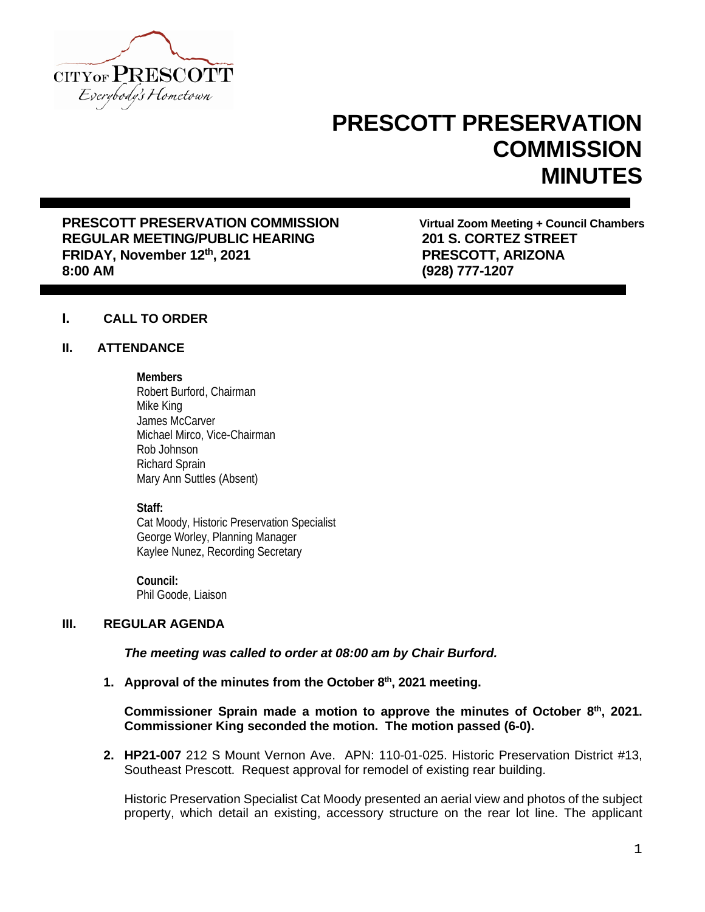CITY OF PRESCOTT
Everybody's Hometown

# PRESCOTT PRESERVATION COMMISSION MINUTES

**PRESCOTT PRESERVATION COMMISSION**
**REGULAR MEETING/PUBLIC HEARING**
**FRIDAY, November 12th, 2021**
**8:00 AM**

**Virtual Zoom Meeting + Council Chambers**
**201 S. CORTEZ STREET**
**PRESCOTT, ARIZONA**
**(928) 777-1207**

## I. CALL TO ORDER

## II. ATTENDANCE

**Members**
Robert Burford, Chairman
Mike King
James McCarver
Michael Mirco, Vice-Chairman
Rob Johnson
Richard Sprain
Mary Ann Suttles (Absent)

**Staff:**
Cat Moody, Historic Preservation Specialist
George Worley, Planning Manager
Kaylee Nunez, Recording Secretary

**Council:**
Phil Goode, Liaison

## III. REGULAR AGENDA

***The meeting was called to order at 08:00 am by Chair Burford.***

1. **Approval of the minutes from the October 8th, 2021 meeting.**

   **Commissioner Sprain made a motion to approve the minutes of October 8th, 2021. Commissioner King seconded the motion. The motion passed (6-0).**

2. **HP21-007** 212 S Mount Vernon Ave. APN: 110-01-025. Historic Preservation District #13, Southeast Prescott. Request approval for remodel of existing rear building.

   Historic Preservation Specialist Cat Moody presented an aerial view and photos of the subject property, which detail an existing, accessory structure on the rear lot line. The applicant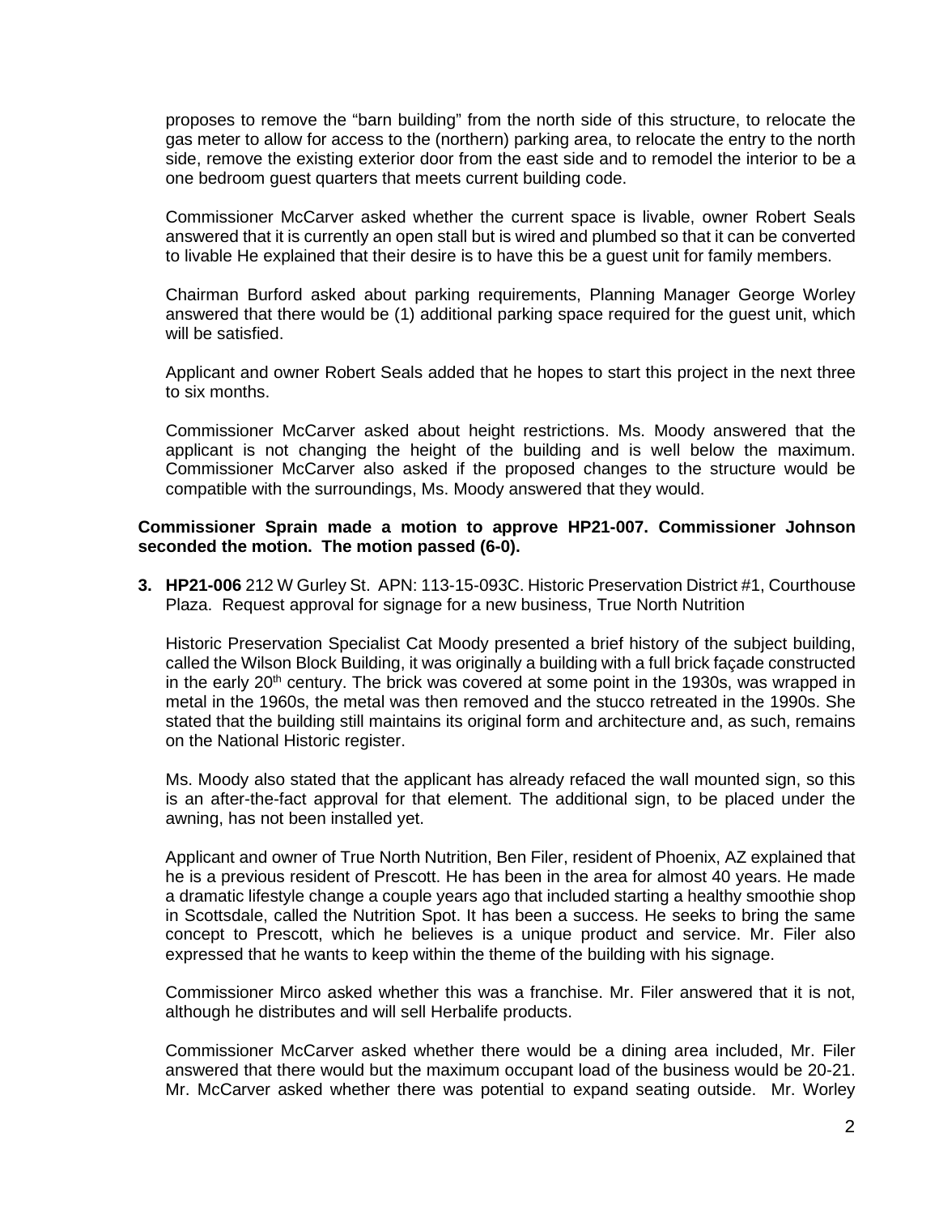proposes to remove the "barn building" from the north side of this structure, to relocate the gas meter to allow for access to the (northern) parking area, to relocate the entry to the north side, remove the existing exterior door from the east side and to remodel the interior to be a one bedroom guest quarters that meets current building code.

Commissioner McCarver asked whether the current space is livable, owner Robert Seals answered that it is currently an open stall but is wired and plumbed so that it can be converted to livable He explained that their desire is to have this be a guest unit for family members.

Chairman Burford asked about parking requirements, Planning Manager George Worley answered that there would be (1) additional parking space required for the guest unit, which will be satisfied.

Applicant and owner Robert Seals added that he hopes to start this project in the next three to six months.

Commissioner McCarver asked about height restrictions. Ms. Moody answered that the applicant is not changing the height of the building and is well below the maximum. Commissioner McCarver also asked if the proposed changes to the structure would be compatible with the surroundings, Ms. Moody answered that they would.

**Commissioner Sprain made a motion to approve HP21-007. Commissioner Johnson seconded the motion. The motion passed (6-0).**

3. **HP21-006** 212 W Gurley St. APN: 113-15-093C. Historic Preservation District #1, Courthouse Plaza. Request approval for signage for a new business, True North Nutrition

   Historic Preservation Specialist Cat Moody presented a brief history of the subject building, called the Wilson Block Building, it was originally a building with a full brick façade constructed in the early 20th century. The brick was covered at some point in the 1930s, was wrapped in metal in the 1960s, the metal was then removed and the stucco retreated in the 1990s. She stated that the building still maintains its original form and architecture and, as such, remains on the National Historic register.

   Ms. Moody also stated that the applicant has already refaced the wall mounted sign, so this is an after-the-fact approval for that element. The additional sign, to be placed under the awning, has not been installed yet.

   Applicant and owner of True North Nutrition, Ben Filer, resident of Phoenix, AZ explained that he is a previous resident of Prescott. He has been in the area for almost 40 years. He made a dramatic lifestyle change a couple years ago that included starting a healthy smoothie shop in Scottsdale, called the Nutrition Spot. It has been a success. He seeks to bring the same concept to Prescott, which he believes is a unique product and service. Mr. Filer also expressed that he wants to keep within the theme of the building with his signage.

   Commissioner Mirco asked whether this was a franchise. Mr. Filer answered that it is not, although he distributes and will sell Herbalife products.

   Commissioner McCarver asked whether there would be a dining area included, Mr. Filer answered that there would but the maximum occupant load of the business would be 20-21. Mr. McCarver asked whether there was potential to expand seating outside. Mr. Worley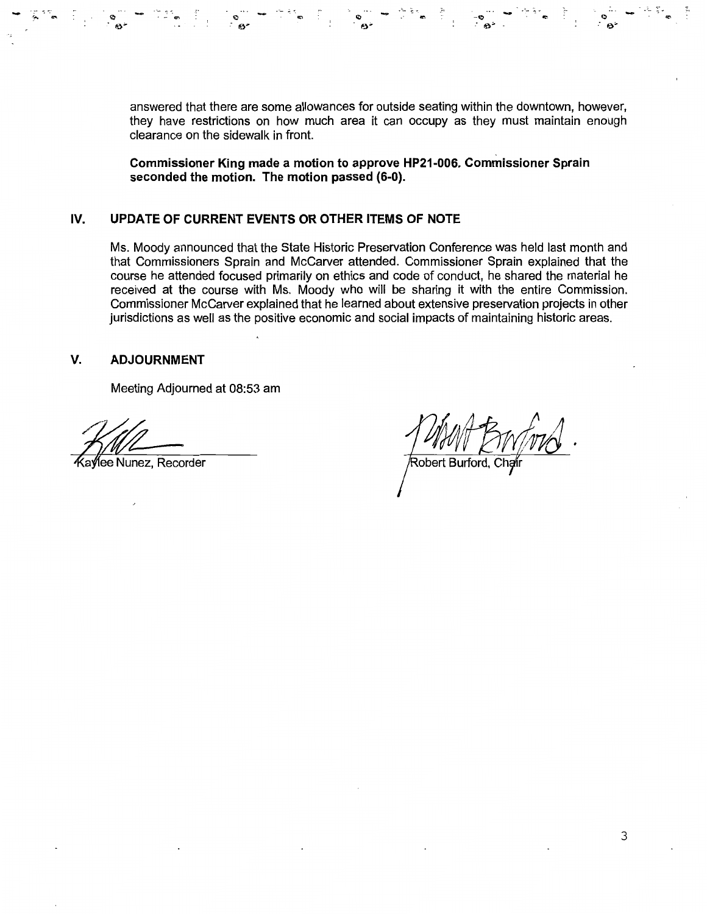answered that there are some allowances for outside seating within the downtown, however, they have restrictions on how much area it can occupy as they must maintain enough clearance on the sidewalk in front.

**Commissioner King made a motion to approve HP21-006. Commissioner Sprain seconded the motion. The motion passed (6-0).**

## IV. UPDATE OF CURRENT EVENTS OR OTHER ITEMS OF NOTE

Ms. Moody announced that the State Historic Preservation Conference was held last month and that Commissioners Sprain and McCarver attended. Commissioner Sprain explained that the course he attended focused primarily on ethics and code of conduct, he shared the material he received at the course with Ms. Moody who will be sharing it with the entire Commission. Commissioner McCarver explained that he learned about extensive preservation projects in other jurisdictions as well as the positive economic and social impacts of maintaining historic areas.

## V. ADJOURNMENT

Meeting Adjourned at 08:53 am

Kaylee Nunez, Recorder

Robert Burford, Chair